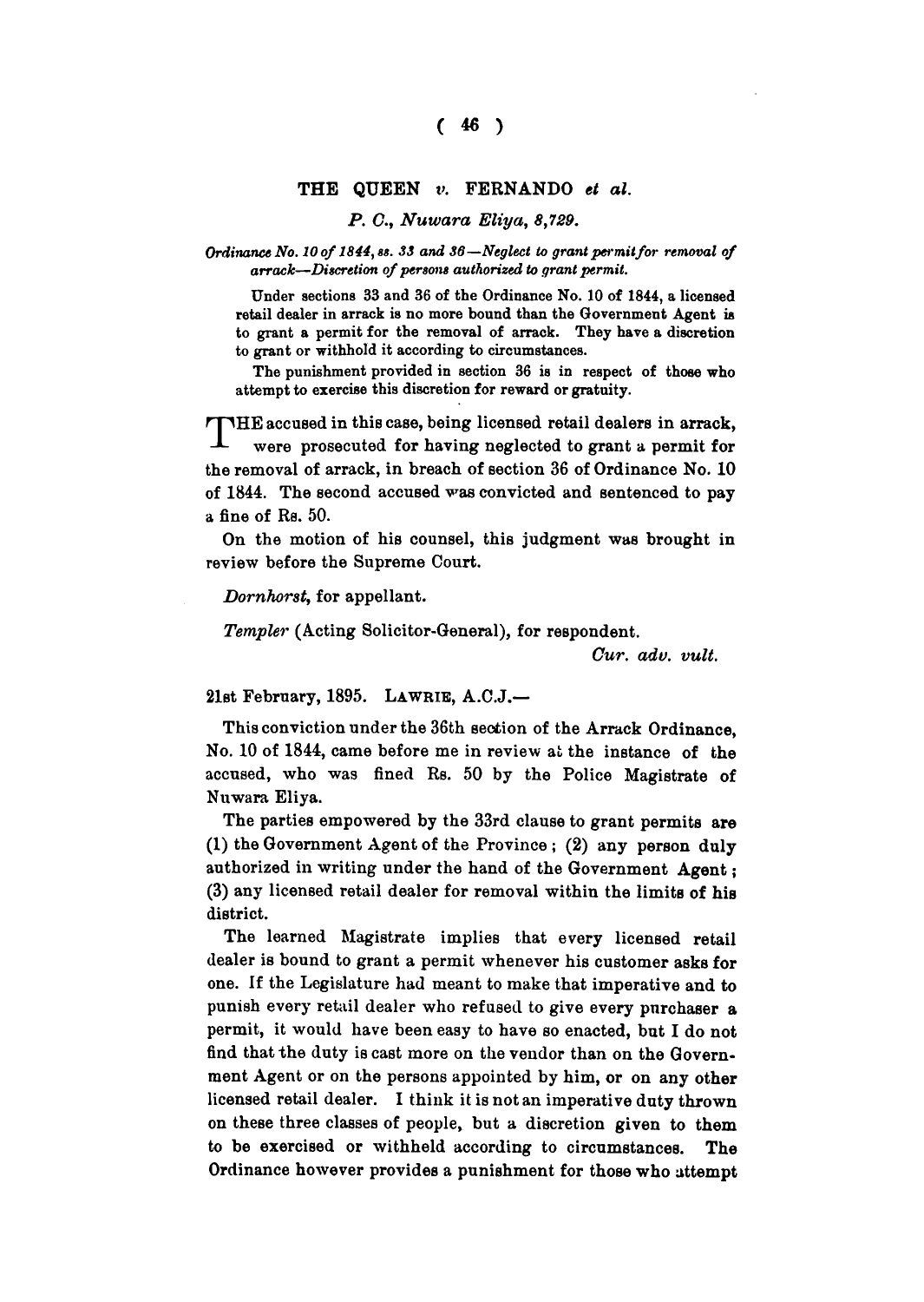## THE QUEEN *v.* FERNANDO *et al.*

*P. C., Nuwara Eliya, 8,729.*

*Ordinance No. 10 of 1844, ss. 33 and 36—Neglect to grant permit for removal of arrack—Discretion of persons authorized to grant permit.*

Under sections 33 and 36 of the Ordinance No. 10 of 1844, a licensed retail dealer in arrack is no more bound than the Government Agent is to grant a permit for the removal of arrack. They have a discretion to grant or withhold it according to circumstances.

The punishment provided in section 36 is in respect of those who attempt to exercise this discretion for reward or gratuity.

THE accused in this case, being licensed retail dealers in arrack, were prosecuted for having neglected to grant a permit for the removal of arrack, in breach of section 36 of Ordinance No. 10 of 1844. The second accused was convicted and sentenced to pay a fine of Rs. 50.

On the motion of his counsel, this judgment was brought in review before the Supreme Court.

*Dornhorst*, for appellant.

*Templer* (Acting Solicitor-General), for respondent.

*Cur. adv. vult.*

21st February, 1895. LAWRIE, A.C.J.—

This conviction under the 36th section of the Arrack Ordinance, No. 10 of 1844, came before me in review at the instance of the accused, who was fined Rs. 50 by the Police Magistrate of Nuwara Eliya.

The parties empowered by the 33rd clause to grant permits are (1) the Government Agent of the Province; (2) any person duly authorized in writing under the hand of the Government Agent; (3) any licensed retail dealer for removal within the limits of his district.

The learned Magistrate implies that every licensed retail dealer is bound to grant a permit whenever his customer asks for one. If the Legislature had meant to make that imperative and to punish every retail dealer who refused to give every purchaser a permit, it would have been easy to have so enacted, but I do not find that the duty is cast more on the vendor than on the Government Agent or on the persons appointed by him, or on any other licensed retail dealer. I think it is not an imperative duty thrown on these three classes of people, but a discretion given to them to be exercised or withheld according to circumstances. The Ordinance however provides a punishment for those who attempt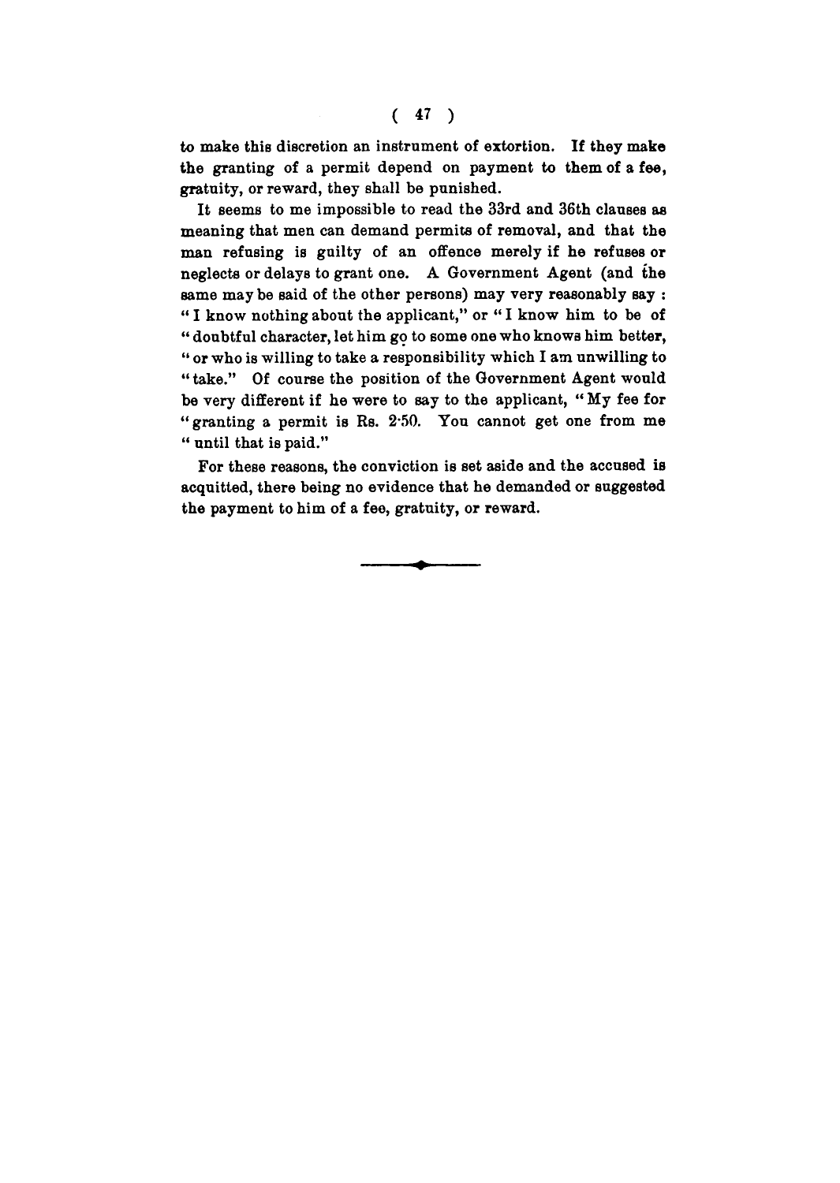to make this discretion an instrument of extortion. If they make the granting of a permit depend on payment to them of a fee, gratuity, or reward, they shall be punished.

It seems to me impossible to read the 33rd and 36th clauses as meaning that men can demand permits of removal, and that the man refusing is guilty of an offence merely if he refuses or neglects or delays to grant one. A Government Agent (and the same may be said of the other persons) may very reasonably say : "I know nothing about the applicant," or "I know him to be of "doubtful character, let him go to some one who knows him better, "or who is willing to take a responsibility which I am unwilling to "take." Of course the position of the Government Agent would be very different if he were to say to the applicant, "My fee for "granting a permit is Rs. 2·50. You cannot get one from me "until that is paid."

For these reasons, the conviction is set aside and the accused is acquitted, there being no evidence that he demanded or suggested the payment to him of a fee, gratuity, or reward.